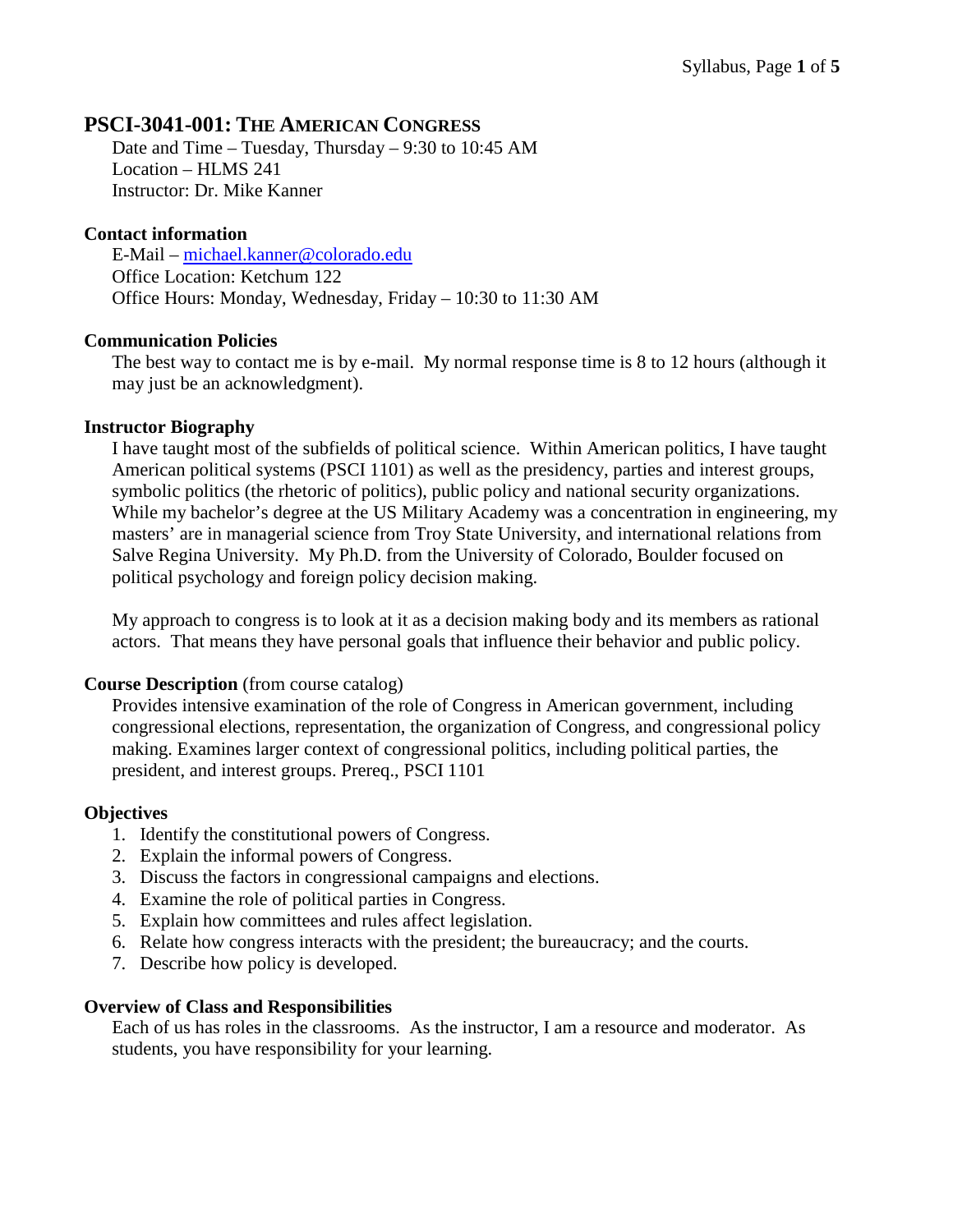# PSCI-3041-001: THE AMERICAN CONGRESS

Date and Time – Tuesday, Thursday – 9:30 to 10:45 AM
Location – HLMS 241
Instructor: Dr. Mike Kanner

### Contact information

E-Mail – michael.kanner@colorado.edu
Office Location: Ketchum 122
Office Hours: Monday, Wednesday, Friday – 10:30 to 11:30 AM

### Communication Policies

The best way to contact me is by e-mail. My normal response time is 8 to 12 hours (although it may just be an acknowledgment).

### Instructor Biography

I have taught most of the subfields of political science. Within American politics, I have taught American political systems (PSCI 1101) as well as the presidency, parties and interest groups, symbolic politics (the rhetoric of politics), public policy and national security organizations. While my bachelor's degree at the US Military Academy was a concentration in engineering, my masters' are in managerial science from Troy State University, and international relations from Salve Regina University. My Ph.D. from the University of Colorado, Boulder focused on political psychology and foreign policy decision making.

My approach to congress is to look at it as a decision making body and its members as rational actors. That means they have personal goals that influence their behavior and public policy.

### Course Description (from course catalog)

Provides intensive examination of the role of Congress in American government, including congressional elections, representation, the organization of Congress, and congressional policy making. Examines larger context of congressional politics, including political parties, the president, and interest groups. Prereq., PSCI 1101

### Objectives

1. Identify the constitutional powers of Congress.
2. Explain the informal powers of Congress.
3. Discuss the factors in congressional campaigns and elections.
4. Examine the role of political parties in Congress.
5. Explain how committees and rules affect legislation.
6. Relate how congress interacts with the president; the bureaucracy; and the courts.
7. Describe how policy is developed.

### Overview of Class and Responsibilities

Each of us has roles in the classrooms. As the instructor, I am a resource and moderator. As students, you have responsibility for your learning.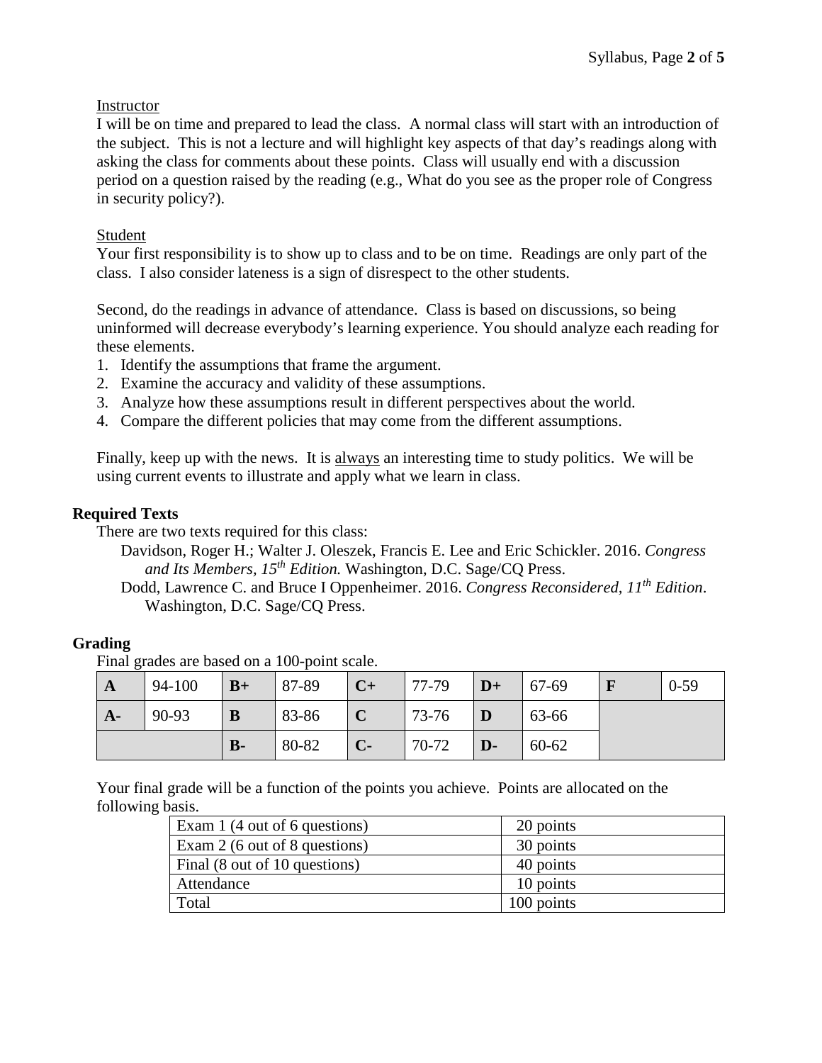Instructor

I will be on time and prepared to lead the class. A normal class will start with an introduction of the subject. This is not a lecture and will highlight key aspects of that day's readings along with asking the class for comments about these points. Class will usually end with a discussion period on a question raised by the reading (e.g., What do you see as the proper role of Congress in security policy?).

Student

Your first responsibility is to show up to class and to be on time. Readings are only part of the class. I also consider lateness is a sign of disrespect to the other students.

Second, do the readings in advance of attendance. Class is based on discussions, so being uninformed will decrease everybody's learning experience. You should analyze each reading for these elements.

1. Identify the assumptions that frame the argument.
2. Examine the accuracy and validity of these assumptions.
3. Analyze how these assumptions result in different perspectives about the world.
4. Compare the different policies that may come from the different assumptions.

Finally, keep up with the news. It is always an interesting time to study politics. We will be using current events to illustrate and apply what we learn in class.

## Required Texts

There are two texts required for this class:

Davidson, Roger H.; Walter J. Oleszek, Francis E. Lee and Eric Schickler. 2016. *Congress and Its Members, 15th Edition.* Washington, D.C. Sage/CQ Press.

Dodd, Lawrence C. and Bruce I Oppenheimer. 2016. *Congress Reconsidered, 11th Edition*. Washington, D.C. Sage/CQ Press.

## Grading

Final grades are based on a 100-point scale.

| **A** | 94-100 | **B+** | 87-89 | **C+** | 77-79 | **D+** | 67-69 | **F** | 0-59 |
|---|---|---|---|---|---|---|---|---|---|
| **A-** | 90-93 | **B** | 83-86 | **C** | 73-76 | **D** | 63-66 | | |
| | | **B-** | 80-82 | **C-** | 70-72 | **D-** | 60-62 | | |

Your final grade will be a function of the points you achieve. Points are allocated on the following basis.

| | |
|---|---|
| Exam 1 (4 out of 6 questions) | 20 points |
| Exam 2 (6 out of 8 questions) | 30 points |
| Final (8 out of 10 questions) | 40 points |
| Attendance | 10 points |
| Total | 100 points |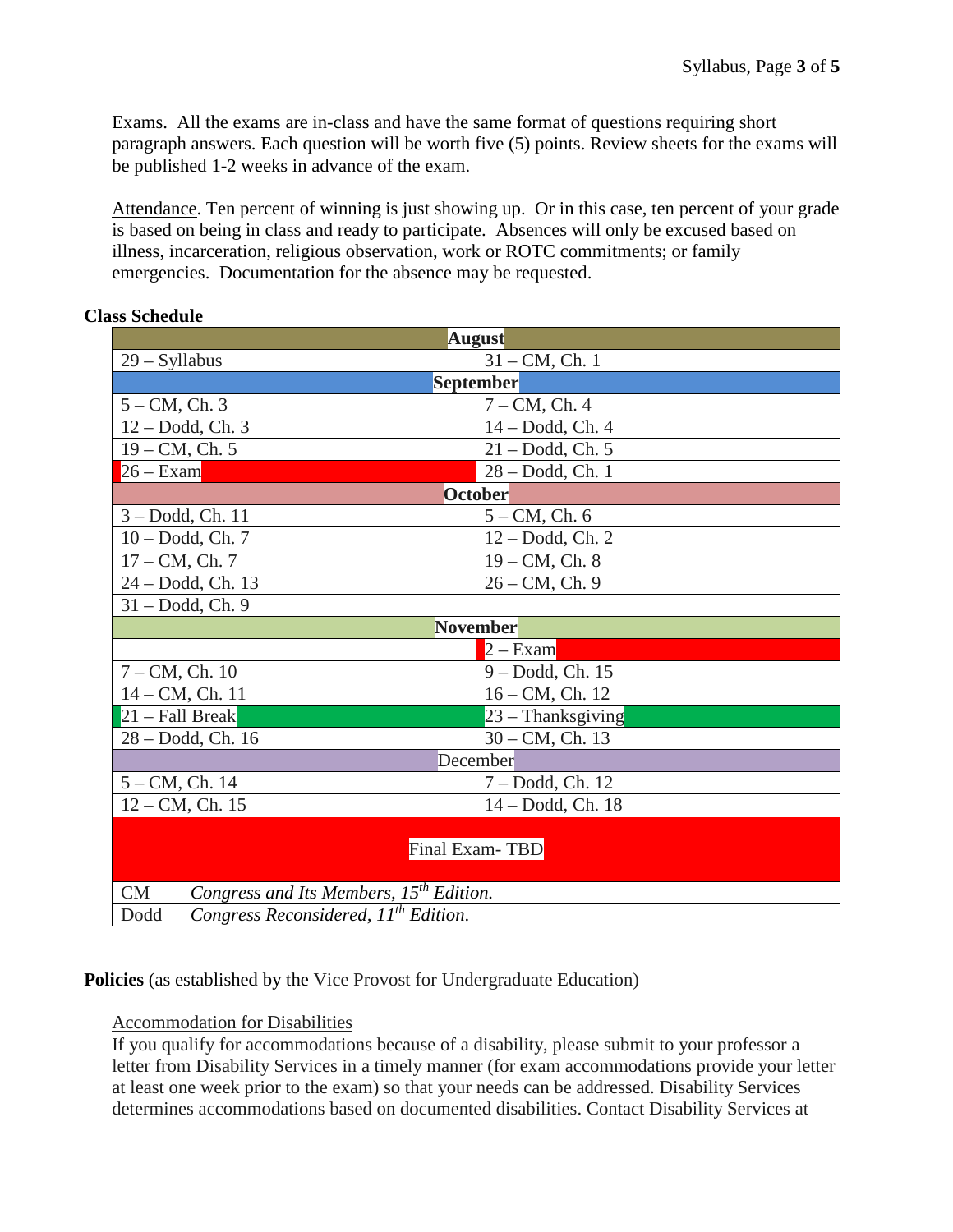Exams. All the exams are in-class and have the same format of questions requiring short paragraph answers. Each question will be worth five (5) points. Review sheets for the exams will be published 1-2 weeks in advance of the exam.

Attendance. Ten percent of winning is just showing up. Or in this case, ten percent of your grade is based on being in class and ready to participate. Absences will only be excused based on illness, incarceration, religious observation, work or ROTC commitments; or family emergencies. Documentation for the absence may be requested.

**Class Schedule**

| **August** | |
|---|---|
| 29 – Syllabus | 31 – CM, Ch. 1 |
| **September** | |
| 5 – CM, Ch. 3 | 7 – CM, Ch. 4 |
| 12 – Dodd, Ch. 3 | 14 – Dodd, Ch. 4 |
| 19 – CM, Ch. 5 | 21 – Dodd, Ch. 5 |
| 26 – Exam | 28 – Dodd, Ch. 1 |
| **October** | |
| 3 – Dodd, Ch. 11 | 5 – CM, Ch. 6 |
| 10 – Dodd, Ch. 7 | 12 – Dodd, Ch. 2 |
| 17 – CM, Ch. 7 | 19 – CM, Ch. 8 |
| 24 – Dodd, Ch. 13 | 26 – CM, Ch. 9 |
| 31 – Dodd, Ch. 9 | |
| **November** | |
| | 2 – Exam |
| 7 – CM, Ch. 10 | 9 – Dodd, Ch. 15 |
| 14 – CM, Ch. 11 | 16 – CM, Ch. 12 |
| 21 – Fall Break | 23 – Thanksgiving |
| 28 – Dodd, Ch. 16 | 30 – CM, Ch. 13 |
| December | |
| 5 – CM, Ch. 14 | 7 – Dodd, Ch. 12 |
| 12 – CM, Ch. 15 | 14 – Dodd, Ch. 18 |
| Final Exam- TBD | |

| | |
|---|---|
| CM | *Congress and Its Members, 15th Edition.* |
| Dodd | *Congress Reconsidered, 11th Edition.* |

**Policies** (as established by the Vice Provost for Undergraduate Education)

Accommodation for Disabilities

If you qualify for accommodations because of a disability, please submit to your professor a letter from Disability Services in a timely manner (for exam accommodations provide your letter at least one week prior to the exam) so that your needs can be addressed. Disability Services determines accommodations based on documented disabilities. Contact Disability Services at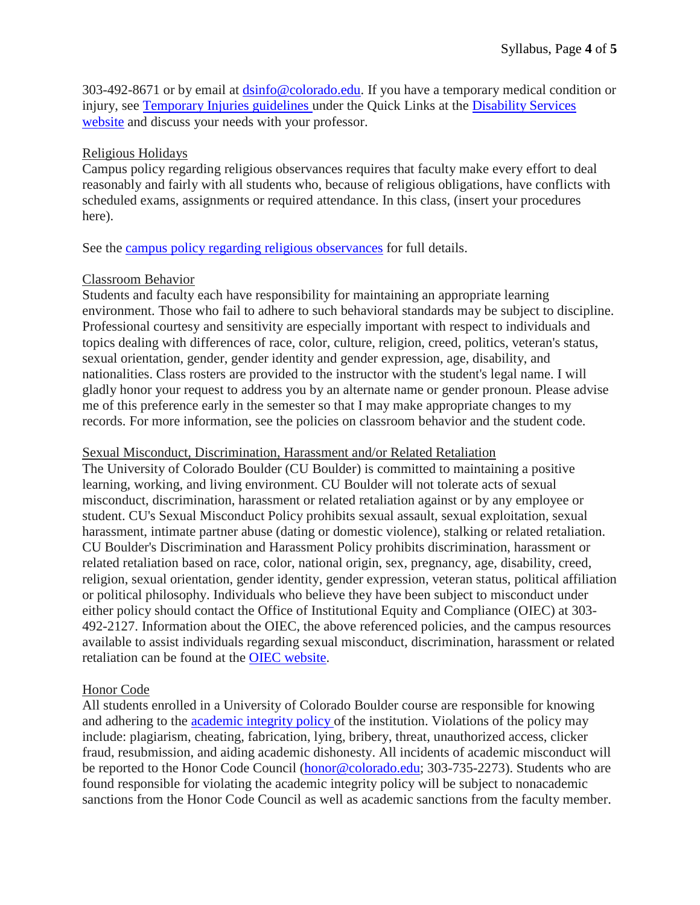303-492-8671 or by email at dsinfo@colorado.edu. If you have a temporary medical condition or injury, see Temporary Injuries guidelines under the Quick Links at the Disability Services website and discuss your needs with your professor.

## Religious Holidays

Campus policy regarding religious observances requires that faculty make every effort to deal reasonably and fairly with all students who, because of religious obligations, have conflicts with scheduled exams, assignments or required attendance. In this class, (insert your procedures here).

See the campus policy regarding religious observances for full details.

## Classroom Behavior

Students and faculty each have responsibility for maintaining an appropriate learning environment. Those who fail to adhere to such behavioral standards may be subject to discipline. Professional courtesy and sensitivity are especially important with respect to individuals and topics dealing with differences of race, color, culture, religion, creed, politics, veteran's status, sexual orientation, gender, gender identity and gender expression, age, disability, and nationalities. Class rosters are provided to the instructor with the student's legal name. I will gladly honor your request to address you by an alternate name or gender pronoun. Please advise me of this preference early in the semester so that I may make appropriate changes to my records. For more information, see the policies on classroom behavior and the student code.

## Sexual Misconduct, Discrimination, Harassment and/or Related Retaliation

The University of Colorado Boulder (CU Boulder) is committed to maintaining a positive learning, working, and living environment. CU Boulder will not tolerate acts of sexual misconduct, discrimination, harassment or related retaliation against or by any employee or student. CU's Sexual Misconduct Policy prohibits sexual assault, sexual exploitation, sexual harassment, intimate partner abuse (dating or domestic violence), stalking or related retaliation. CU Boulder's Discrimination and Harassment Policy prohibits discrimination, harassment or related retaliation based on race, color, national origin, sex, pregnancy, age, disability, creed, religion, sexual orientation, gender identity, gender expression, veteran status, political affiliation or political philosophy. Individuals who believe they have been subject to misconduct under either policy should contact the Office of Institutional Equity and Compliance (OIEC) at 303-492-2127. Information about the OIEC, the above referenced policies, and the campus resources available to assist individuals regarding sexual misconduct, discrimination, harassment or related retaliation can be found at the OIEC website.

## Honor Code

All students enrolled in a University of Colorado Boulder course are responsible for knowing and adhering to the academic integrity policy of the institution. Violations of the policy may include: plagiarism, cheating, fabrication, lying, bribery, threat, unauthorized access, clicker fraud, resubmission, and aiding academic dishonesty. All incidents of academic misconduct will be reported to the Honor Code Council (honor@colorado.edu; 303-735-2273). Students who are found responsible for violating the academic integrity policy will be subject to nonacademic sanctions from the Honor Code Council as well as academic sanctions from the faculty member.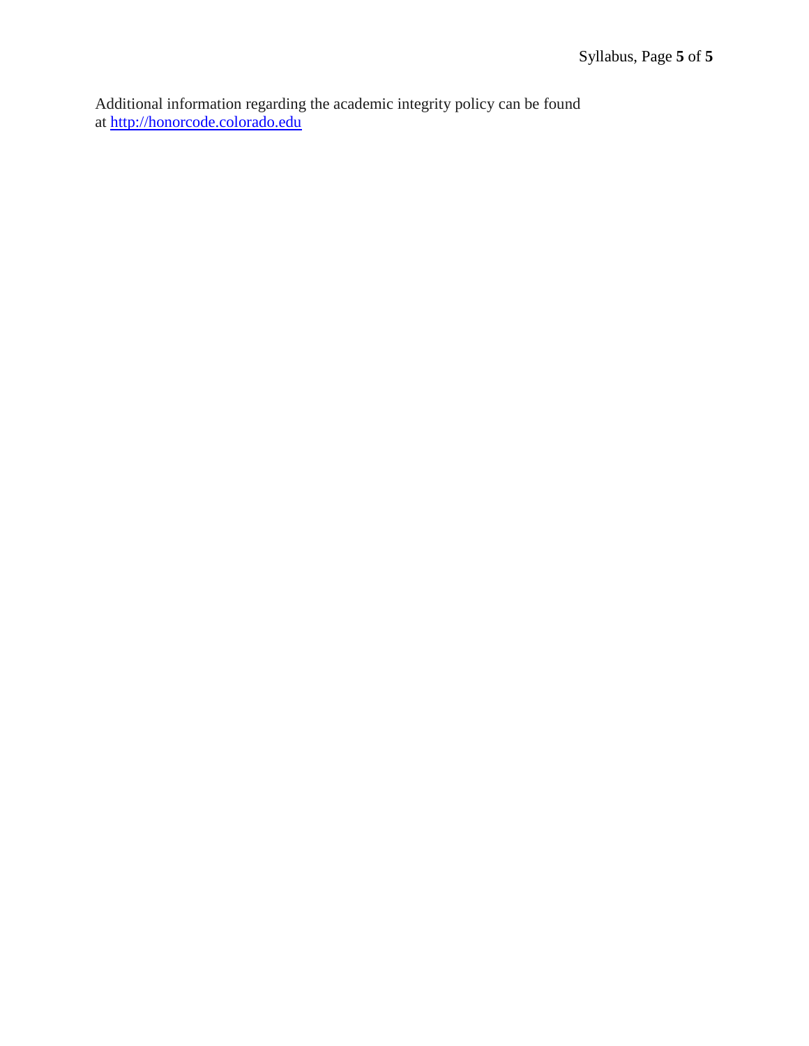Additional information regarding the academic integrity policy can be found at http://honorcode.colorado.edu